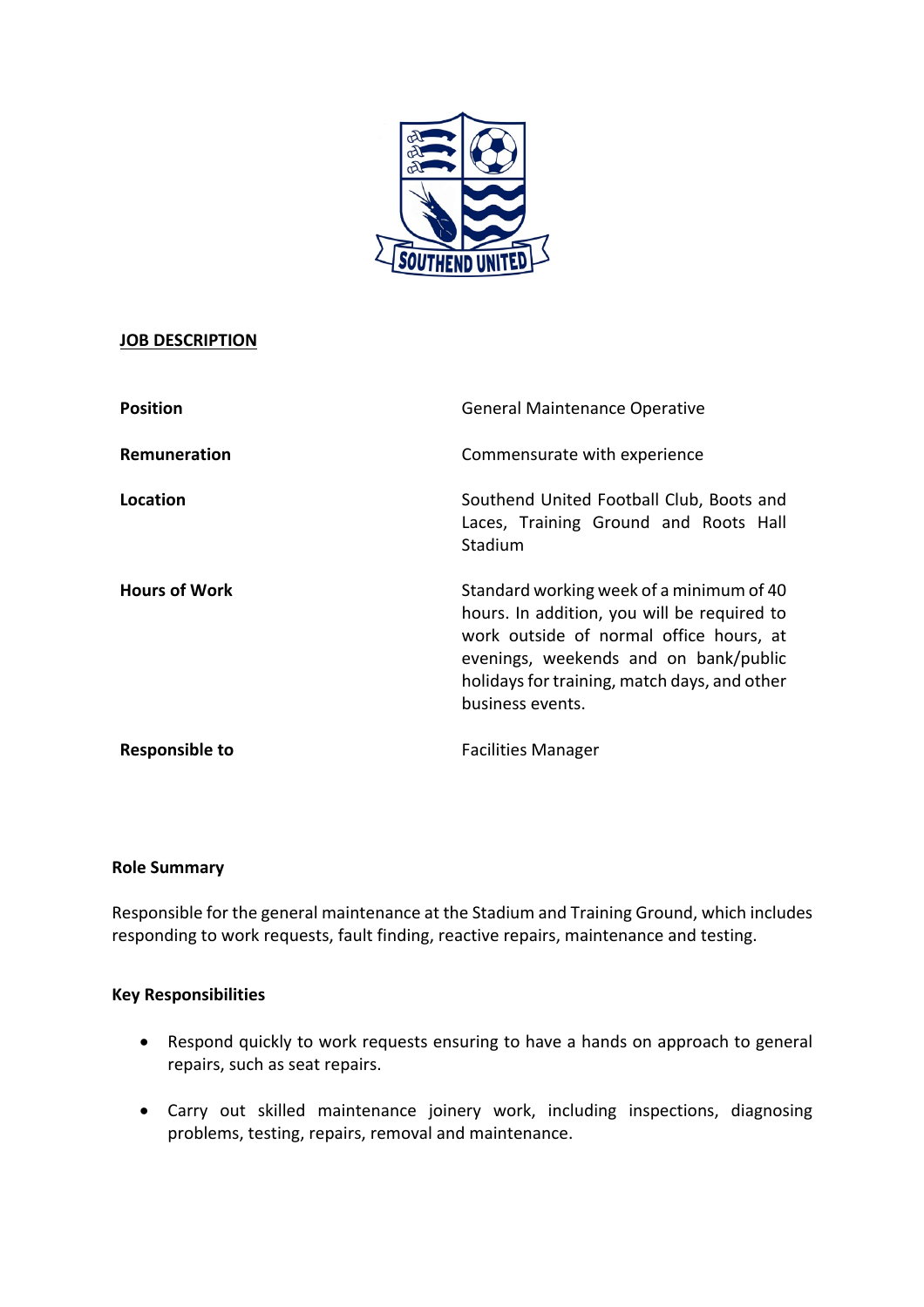**JOB DESCRIPTION**

| | |
|---|---|
| **Position** | General Maintenance Operative |
| **Remuneration** | Commensurate with experience |
| **Location** | Southend United Football Club, Boots and Laces, Training Ground and Roots Hall Stadium |
| **Hours of Work** | Standard working week of a minimum of 40 hours. In addition, you will be required to work outside of normal office hours, at evenings, weekends and on bank/public holidays for training, match days, and other business events. |
| **Responsible to** | Facilities Manager |

**Role Summary**

Responsible for the general maintenance at the Stadium and Training Ground, which includes responding to work requests, fault finding, reactive repairs, maintenance and testing.

**Key Responsibilities**

- Respond quickly to work requests ensuring to have a hands on approach to general repairs, such as seat repairs.
- Carry out skilled maintenance joinery work, including inspections, diagnosing problems, testing, repairs, removal and maintenance.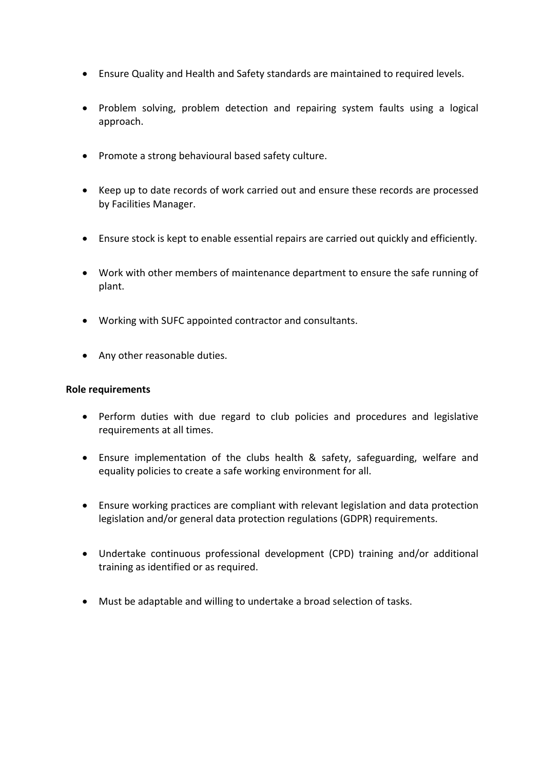- Ensure Quality and Health and Safety standards are maintained to required levels.

- Problem solving, problem detection and repairing system faults using a logical approach.

- Promote a strong behavioural based safety culture.

- Keep up to date records of work carried out and ensure these records are processed by Facilities Manager.

- Ensure stock is kept to enable essential repairs are carried out quickly and efficiently.

- Work with other members of maintenance department to ensure the safe running of plant.

- Working with SUFC appointed contractor and consultants.

- Any other reasonable duties.

**Role requirements**

- Perform duties with due regard to club policies and procedures and legislative requirements at all times.

- Ensure implementation of the clubs health & safety, safeguarding, welfare and equality policies to create a safe working environment for all.

- Ensure working practices are compliant with relevant legislation and data protection legislation and/or general data protection regulations (GDPR) requirements.

- Undertake continuous professional development (CPD) training and/or additional training as identified or as required.

- Must be adaptable and willing to undertake a broad selection of tasks.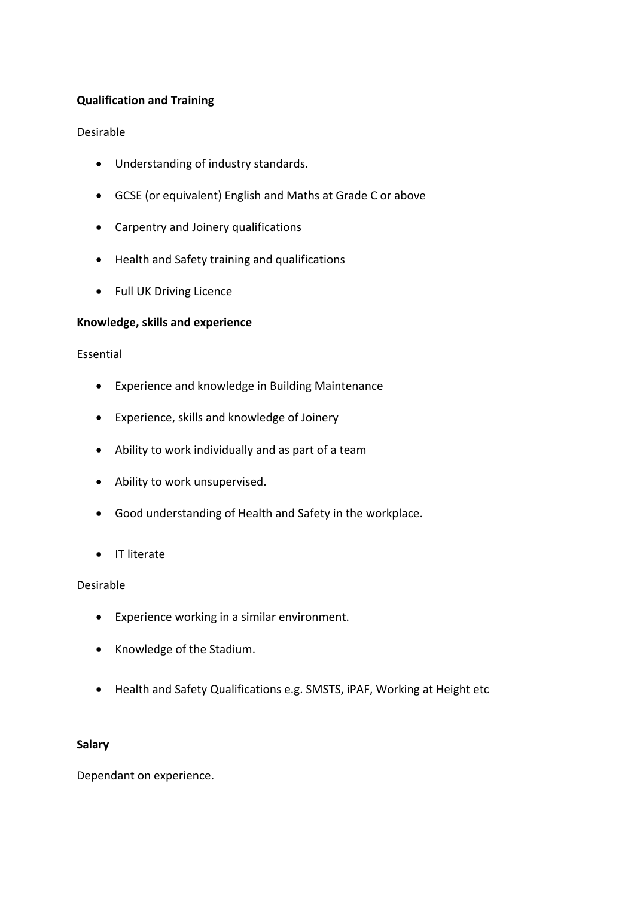**Qualification and Training**

Desirable

- Understanding of industry standards.
- GCSE (or equivalent) English and Maths at Grade C or above
- Carpentry and Joinery qualifications
- Health and Safety training and qualifications
- Full UK Driving Licence

**Knowledge, skills and experience**

Essential

- Experience and knowledge in Building Maintenance
- Experience, skills and knowledge of Joinery
- Ability to work individually and as part of a team
- Ability to work unsupervised.
- Good understanding of Health and Safety in the workplace.
- IT literate

Desirable

- Experience working in a similar environment.
- Knowledge of the Stadium.
- Health and Safety Qualifications e.g. SMSTS, iPAF, Working at Height etc

**Salary**

Dependant on experience.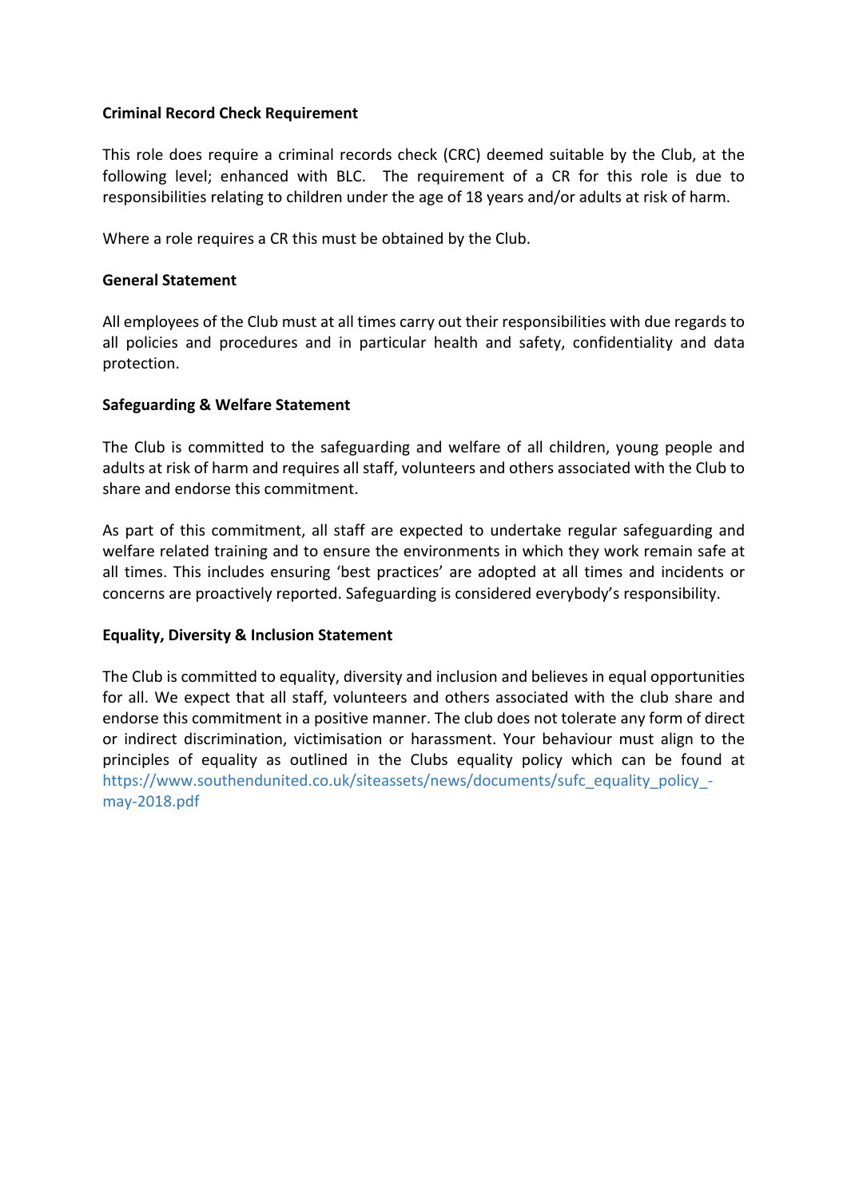**Criminal Record Check Requirement**

This role does require a criminal records check (CRC) deemed suitable by the Club, at the following level; enhanced with BLC. The requirement of a CR for this role is due to responsibilities relating to children under the age of 18 years and/or adults at risk of harm.

Where a role requires a CR this must be obtained by the Club.

**General Statement**

All employees of the Club must at all times carry out their responsibilities with due regards to all policies and procedures and in particular health and safety, confidentiality and data protection.

**Safeguarding & Welfare Statement**

The Club is committed to the safeguarding and welfare of all children, young people and adults at risk of harm and requires all staff, volunteers and others associated with the Club to share and endorse this commitment.

As part of this commitment, all staff are expected to undertake regular safeguarding and welfare related training and to ensure the environments in which they work remain safe at all times. This includes ensuring 'best practices' are adopted at all times and incidents or concerns are proactively reported. Safeguarding is considered everybody's responsibility.

**Equality, Diversity & Inclusion Statement**

The Club is committed to equality, diversity and inclusion and believes in equal opportunities for all. We expect that all staff, volunteers and others associated with the club share and endorse this commitment in a positive manner. The club does not tolerate any form of direct or indirect discrimination, victimisation or harassment. Your behaviour must align to the principles of equality as outlined in the Clubs equality policy which can be found at https://www.southendunited.co.uk/siteassets/news/documents/sufc_equality_policy_-may-2018.pdf